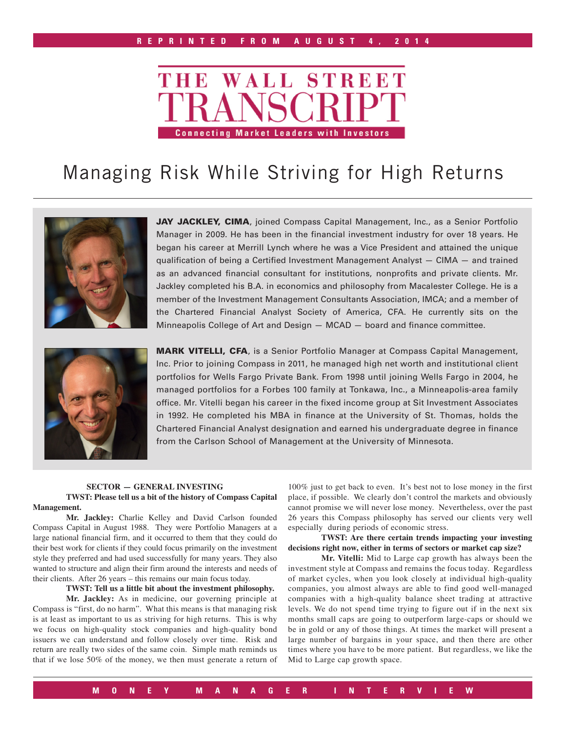REPRINTED FROM AUGUST 4, 2014

# THE WALL STREET TRANSCRIPT

Connecting Market Leaders with Investors

## Managing Risk While Striving for High Returns

**JAY JACKLEY, CIMA**, joined Compass Capital Management, Inc., as a Senior Portfolio Manager in 2009. He has been in the financial investment industry for over 18 years. He began his career at Merrill Lynch where he was a Vice President and attained the unique qualification of being a Certified Investment Management Analyst — CIMA — and trained as an advanced financial consultant for institutions, nonprofits and private clients. Mr. Jackley completed his B.A. in economics and philosophy from Macalester College. He is a member of the Investment Management Consultants Association, IMCA; and a member of the Chartered Financial Analyst Society of America, CFA. He currently sits on the Minneapolis College of Art and Design — MCAD — board and finance committee.

**MARK VITELLI, CFA**, is a Senior Portfolio Manager at Compass Capital Management, Inc. Prior to joining Compass in 2011, he managed high net worth and institutional client portfolios for Wells Fargo Private Bank. From 1998 until joining Wells Fargo in 2004, he managed portfolios for a Forbes 100 family at Tonkawa, Inc., a Minneapolis-area family office. Mr. Vitelli began his career in the fixed income group at Sit Investment Associates in 1992. He completed his MBA in finance at the University of St. Thomas, holds the Chartered Financial Analyst designation and earned his undergraduate degree in finance from the Carlson School of Management at the University of Minnesota.

**SECTOR — GENERAL INVESTING**

**TWST: Please tell us a bit of the history of Compass Capital Management.**

**Mr. Jackley:** Charlie Kelley and David Carlson founded Compass Capital in August 1988. They were Portfolio Managers at a large national financial firm, and it occurred to them that they could do their best work for clients if they could focus primarily on the investment style they preferred and had used successfully for many years. They also wanted to structure and align their firm around the interests and needs of their clients. After 26 years – this remains our main focus today.

**TWST: Tell us a little bit about the investment philosophy.**

**Mr. Jackley:** As in medicine, our governing principle at Compass is "first, do no harm". What this means is that managing risk is at least as important to us as striving for high returns. This is why we focus on high-quality stock companies and high-quality bond issuers we can understand and follow closely over time. Risk and return are really two sides of the same coin. Simple math reminds us that if we lose 50% of the money, we then must generate a return of 100% just to get back to even. It's best not to lose money in the first place, if possible. We clearly don't control the markets and obviously cannot promise we will never lose money. Nevertheless, over the past 26 years this Compass philosophy has served our clients very well especially during periods of economic stress.

**TWST: Are there certain trends impacting your investing decisions right now, either in terms of sectors or market cap size?**

**Mr. Vitelli:** Mid to Large cap growth has always been the investment style at Compass and remains the focus today. Regardless of market cycles, when you look closely at individual high-quality companies, you almost always are able to find good well-managed companies with a high-quality balance sheet trading at attractive levels. We do not spend time trying to figure out if in the next six months small caps are going to outperform large-caps or should we be in gold or any of those things. At times the market will present a large number of bargains in your space, and then there are other times where you have to be more patient. But regardless, we like the Mid to Large cap growth space.

MONEY MANAGER INTERVIEW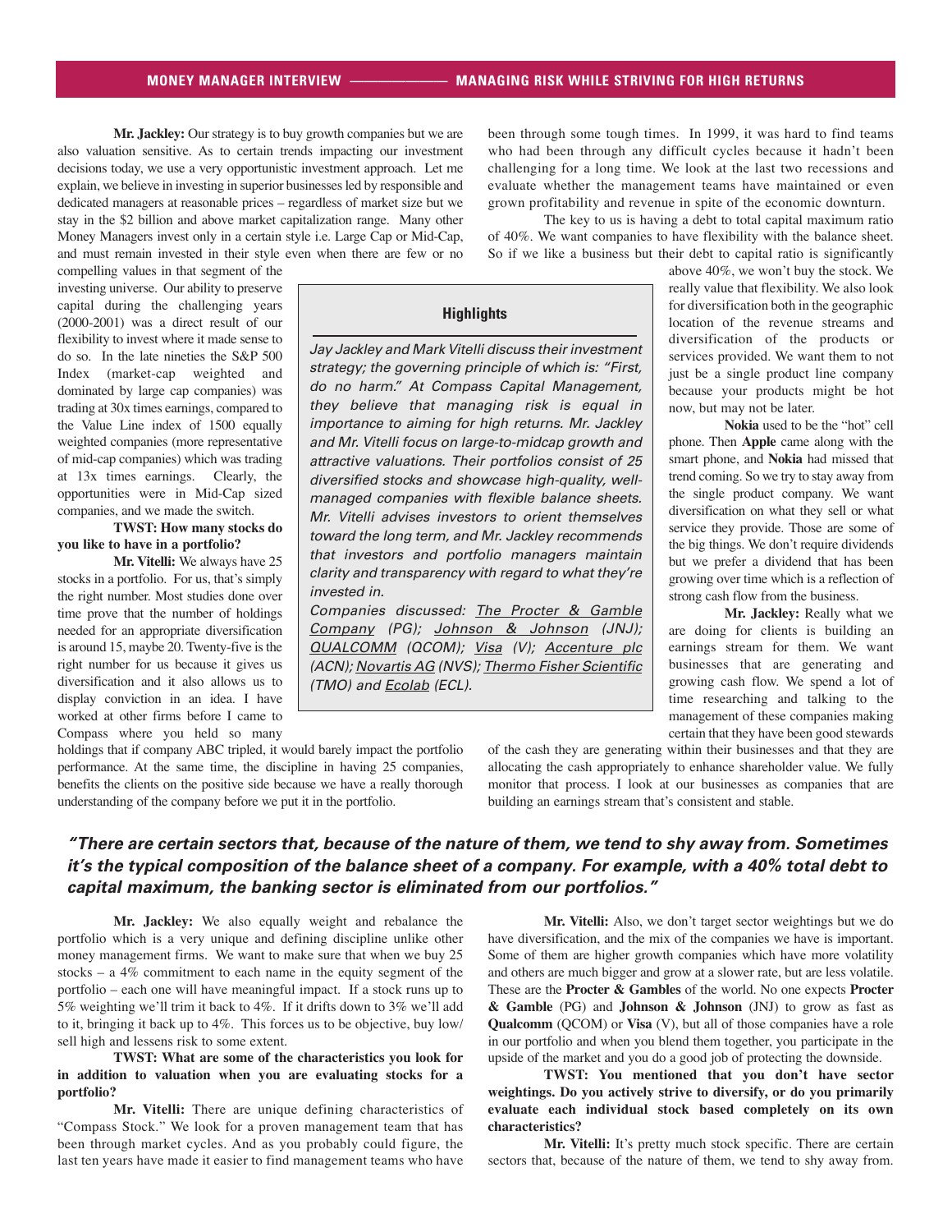**Mr. Jackley:** Our strategy is to buy growth companies but we are also valuation sensitive. As to certain trends impacting our investment decisions today, we use a very opportunistic investment approach. Let me explain, we believe in investing in superior businesses led by responsible and dedicated managers at reasonable prices – regardless of market size but we stay in the $2 billion and above market capitalization range. Many other Money Managers invest only in a certain style i.e. Large Cap or Mid-Cap, and must remain invested in their style even when there are few or no compelling values in that segment of the investing universe. Our ability to preserve capital during the challenging years (2000-2001) was a direct result of our flexibility to invest where it made sense to do so. In the late nineties the S&P 500 Index (market-cap weighted and dominated by large cap companies) was trading at 30x times earnings, compared to the Value Line index of 1500 equally weighted companies (more representative of mid-cap companies) which was trading at 13x times earnings. Clearly, the opportunities were in Mid-Cap sized companies, and we made the switch.

**TWST: How many stocks do you like to have in a portfolio?**

**Mr. Vitelli:** We always have 25 stocks in a portfolio. For us, that's simply the right number. Most studies done over time prove that the number of holdings needed for an appropriate diversification is around 15, maybe 20. Twenty-five is the right number for us because it gives us diversification and it also allows us to display conviction in an idea. I have worked at other firms before I came to Compass where you held so many holdings that if company ABC tripled, it would barely impact the portfolio performance. At the same time, the discipline in having 25 companies, benefits the clients on the positive side because we have a really thorough understanding of the company before we put it in the portfolio.

### Highlights

*Jay Jackley and Mark Vitelli discuss their investment strategy; the governing principle of which is: "First, do no harm." At Compass Capital Management, they believe that managing risk is equal in importance to aiming for high returns. Mr. Jackley and Mr. Vitelli focus on large-to-midcap growth and attractive valuations. Their portfolios consist of 25 diversified stocks and showcase high-quality, well-managed companies with flexible balance sheets. Mr. Vitelli advises investors to orient themselves toward the long term, and Mr. Jackley recommends that investors and portfolio managers maintain clarity and transparency with regard to what they're invested in.*

*Companies discussed: The Procter & Gamble Company (PG); Johnson & Johnson (JNJ); QUALCOMM (QCOM); Visa (V); Accenture plc (ACN); Novartis AG (NVS); Thermo Fisher Scientific (TMO) and Ecolab (ECL).*

been through some tough times. In 1999, it was hard to find teams who had been through any difficult cycles because it hadn't been challenging for a long time. We look at the last two recessions and evaluate whether the management teams have maintained or even grown profitability and revenue in spite of the economic downturn.

The key to us is having a debt to total capital maximum ratio of 40%. We want companies to have flexibility with the balance sheet. So if we like a business but their debt to capital ratio is significantly above 40%, we won't buy the stock. We really value that flexibility. We also look for diversification both in the geographic location of the revenue streams and diversification of the products or services provided. We want them to not just be a single product line company because your products might be hot now, but may not be later.

**Nokia** used to be the "hot" cell phone. Then **Apple** came along with the smart phone, and **Nokia** had missed that trend coming. So we try to stay away from the single product company. We want diversification on what they sell or what service they provide. Those are some of the big things. We don't require dividends but we prefer a dividend that has been growing over time which is a reflection of strong cash flow from the business.

**Mr. Jackley:** Really what we are doing for clients is building an earnings stream for them. We want businesses that are generating and growing cash flow. We spend a lot of time researching and talking to the management of these companies making certain that they have been good stewards of the cash they are generating within their businesses and that they are allocating the cash appropriately to enhance shareholder value. We fully monitor that process. I look at our businesses as companies that are building an earnings stream that's consistent and stable.

***"There are certain sectors that, because of the nature of them, we tend to shy away from. Sometimes it's the typical composition of the balance sheet of a company. For example, with a 40% total debt to capital maximum, the banking sector is eliminated from our portfolios."***

**Mr. Jackley:** We also equally weight and rebalance the portfolio which is a very unique and defining discipline unlike other money management firms. We want to make sure that when we buy 25 stocks – a 4% commitment to each name in the equity segment of the portfolio – each one will have meaningful impact. If a stock runs up to 5% weighting we'll trim it back to 4%. If it drifts down to 3% we'll add to it, bringing it back up to 4%. This forces us to be objective, buy low/sell high and lessens risk to some extent.

**TWST: What are some of the characteristics you look for in addition to valuation when you are evaluating stocks for a portfolio?**

**Mr. Vitelli:** There are unique defining characteristics of "Compass Stock." We look for a proven management team that has been through market cycles. And as you probably could figure, the last ten years have made it easier to find management teams who have

**Mr. Vitelli:** Also, we don't target sector weightings but we do have diversification, and the mix of the companies we have is important. Some of them are higher growth companies which have more volatility and others are much bigger and grow at a slower rate, but are less volatile. These are the **Procter & Gambles** of the world. No one expects **Procter & Gamble** (PG) and **Johnson & Johnson** (JNJ) to grow as fast as **Qualcomm** (QCOM) or **Visa** (V), but all of those companies have a role in our portfolio and when you blend them together, you participate in the upside of the market and you do a good job of protecting the downside.

**TWST: You mentioned that you don't have sector weightings. Do you actively strive to diversify, or do you primarily evaluate each individual stock based completely on its own characteristics?**

**Mr. Vitelli:** It's pretty much stock specific. There are certain sectors that, because of the nature of them, we tend to shy away from.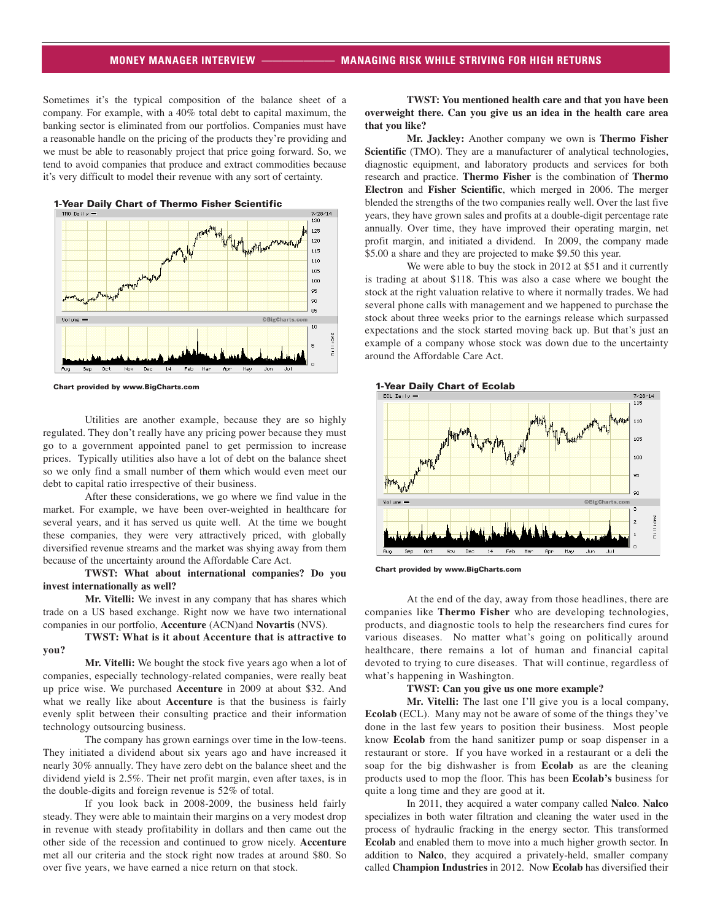Sometimes it's the typical composition of the balance sheet of a company. For example, with a 40% total debt to capital maximum, the banking sector is eliminated from our portfolios. Companies must have a reasonable handle on the pricing of the products they're providing and we must be able to reasonably project that price going forward. So, we tend to avoid companies that produce and extract commodities because it's very difficult to model their revenue with any sort of certainty.

**1-Year Daily Chart of Thermo Fisher Scientific**

TMO Daily
7/28/14
130
125
120
115
110
105
100
95
90
85
Volume
©BigCharts.com
10
5
0
Millions
Aug Sep Oct Nov Dec 14 Feb Mar Apr May Jun Jul

**Chart provided by www.BigCharts.com**

Utilities are another example, because they are so highly regulated. They don't really have any pricing power because they must go to a government appointed panel to get permission to increase prices. Typically utilities also have a lot of debt on the balance sheet so we only find a small number of them which would even meet our debt to capital ratio irrespective of their business.

After these considerations, we go where we find value in the market. For example, we have been over-weighted in healthcare for several years, and it has served us very well. At the time we bought these companies, they were very attractively priced, with globally diversified revenue streams and the market was shying away from them because of the uncertainty around the Affordable Care Act.

**TWST: What about international companies? Do you invest internationally as well?**

**Mr. Vitelli:** We invest in any company that has shares which trade on a US based exchange. Right now we have two international companies in our portfolio, **Accenture** (ACN)and **Novartis** (NVS).

**TWST: What is it about Accenture that is attractive to you?**

**Mr. Vitelli:** We bought the stock five years ago when a lot of companies, especially technology-related companies, were really beat up price wise. We purchased **Accenture** in 2009 at about $32. And what we really like about **Accenture** is that the business is fairly evenly split between their consulting practice and their information technology outsourcing business.

The company has grown earnings over time in the low-teens. They initiated a dividend about six years ago and have increased it nearly 30% annually. They have zero debt on the balance sheet and the dividend yield is 2.5%. Their net profit margin, even after taxes, is in the double-digits and foreign revenue is 52% of total.

If you look back in 2008-2009, the business held fairly steady. They were able to maintain their margins on a very modest drop in revenue with steady profitability in dollars and then came out the other side of the recession and continued to grow nicely. **Accenture** met all our criteria and the stock right now trades at around $80. So over five years, we have earned a nice return on that stock.

**TWST: You mentioned health care and that you have been overweight there. Can you give us an idea in the health care area that you like?**

**Mr. Jackley:** Another company we own is **Thermo Fisher Scientific** (TMO). They are a manufacturer of analytical technologies, diagnostic equipment, and laboratory products and services for both research and practice. **Thermo Fisher** is the combination of **Thermo Electron** and **Fisher Scientific**, which merged in 2006. The merger blended the strengths of the two companies really well. Over the last five years, they have grown sales and profits at a double-digit percentage rate annually. Over time, they have improved their operating margin, net profit margin, and initiated a dividend. In 2009, the company made $5.00 a share and they are projected to make $9.50 this year.

We were able to buy the stock in 2012 at $51 and it currently is trading at about $118. This was also a case where we bought the stock at the right valuation relative to where it normally trades. We had several phone calls with management and we happened to purchase the stock about three weeks prior to the earnings release which surpassed expectations and the stock started moving back up. But that's just an example of a company whose stock was down due to the uncertainty around the Affordable Care Act.

**1-Year Daily Chart of Ecolab**

ECL Daily
7/28/14
115
110
105
100
95
90
Volume
©BigCharts.com
3
2
1
0
Millions
Aug Sep Oct Nov Dec 14 Feb Mar Apr May Jun Jul

**Chart provided by www.BigCharts.com**

At the end of the day, away from those headlines, there are companies like **Thermo Fisher** who are developing technologies, products, and diagnostic tools to help the researchers find cures for various diseases. No matter what's going on politically around healthcare, there remains a lot of human and financial capital devoted to trying to cure diseases. That will continue, regardless of what's happening in Washington.

**TWST: Can you give us one more example?**

**Mr. Vitelli:** The last one I'll give you is a local company, **Ecolab** (ECL). Many may not be aware of some of the things they've done in the last few years to position their business. Most people know **Ecolab** from the hand sanitizer pump or soap dispenser in a restaurant or store. If you have worked in a restaurant or a deli the soap for the big dishwasher is from **Ecolab** as are the cleaning products used to mop the floor. This has been **Ecolab's** business for quite a long time and they are good at it.

In 2011, they acquired a water company called **Nalco**. **Nalco** specializes in both water filtration and cleaning the water used in the process of hydraulic fracking in the energy sector. This transformed **Ecolab** and enabled them to move into a much higher growth sector. In addition to **Nalco**, they acquired a privately-held, smaller company called **Champion Industries** in 2012. Now **Ecolab** has diversified their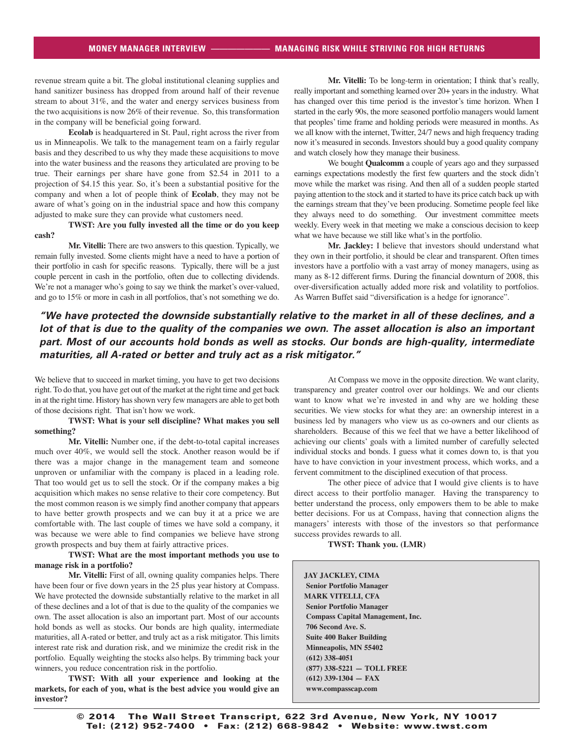revenue stream quite a bit. The global institutional cleaning supplies and hand sanitizer business has dropped from around half of their revenue stream to about 31%, and the water and energy services business from the two acquisitions is now 26% of their revenue. So, this transformation in the company will be beneficial going forward.

**Ecolab** is headquartered in St. Paul, right across the river from us in Minneapolis. We talk to the management team on a fairly regular basis and they described to us why they made these acquisitions to move into the water business and the reasons they articulated are proving to be true. Their earnings per share have gone from $2.54 in 2011 to a projection of $4.15 this year. So, it's been a substantial positive for the company and when a lot of people think of **Ecolab**, they may not be aware of what's going on in the industrial space and how this company adjusted to make sure they can provide what customers need.

**TWST: Are you fully invested all the time or do you keep cash?**

**Mr. Vitelli:** There are two answers to this question. Typically, we remain fully invested. Some clients might have a need to have a portion of their portfolio in cash for specific reasons. Typically, there will be a just couple percent in cash in the portfolio, often due to collecting dividends. We're not a manager who's going to say we think the market's over-valued, and go to 15% or more in cash in all portfolios, that's not something we do. We believe that to succeed in market timing, you have to get two decisions right. To do that, you have get out of the market at the right time and get back in at the right time. History has shown very few managers are able to get both of those decisions right. That isn't how we work.

**TWST: What is your sell discipline? What makes you sell something?**

**Mr. Vitelli:** Number one, if the debt-to-total capital increases much over 40%, we would sell the stock. Another reason would be if there was a major change in the management team and someone unproven or unfamiliar with the company is placed in a leading role. That too would get us to sell the stock. Or if the company makes a big acquisition which makes no sense relative to their core competency. But the most common reason is we simply find another company that appears to have better growth prospects and we can buy it at a price we are comfortable with. The last couple of times we have sold a company, it was because we were able to find companies we believe have strong growth prospects and buy them at fairly attractive prices.

**TWST: What are the most important methods you use to manage risk in a portfolio?**

**Mr. Vitelli:** First of all, owning quality companies helps. There have been four or five down years in the 25 plus year history at Compass. We have protected the downside substantially relative to the market in all of these declines and a lot of that is due to the quality of the companies we own. The asset allocation is also an important part. Most of our accounts hold bonds as well as stocks. Our bonds are high quality, intermediate maturities, all A-rated or better, and truly act as a risk mitigator. This limits interest rate risk and duration risk, and we minimize the credit risk in the portfolio. Equally weighting the stocks also helps. By trimming back your winners, you reduce concentration risk in the portfolio.

**TWST: With all your experience and looking at the markets, for each of you, what is the best advice you would give an investor?**

**Mr. Vitelli:** To be long-term in orientation; I think that's really, really important and something learned over 20+ years in the industry. What has changed over this time period is the investor's time horizon. When I started in the early 90s, the more seasoned portfolio managers would lament that peoples' time frame and holding periods were measured in months. As we all know with the internet, Twitter, 24/7 news and high frequency trading now it's measured in seconds. Investors should buy a good quality company and watch closely how they manage their business.

We bought **Qualcomm** a couple of years ago and they surpassed earnings expectations modestly the first few quarters and the stock didn't move while the market was rising. And then all of a sudden people started paying attention to the stock and it started to have its price catch back up with the earnings stream that they've been producing. Sometime people feel like they always need to do something. Our investment committee meets weekly. Every week in that meeting we make a conscious decision to keep what we have because we still like what's in the portfolio.

**Mr. Jackley:** I believe that investors should understand what they own in their portfolio, it should be clear and transparent. Often times investors have a portfolio with a vast array of money managers, using as many as 8-12 different firms. During the financial downturn of 2008, this over-diversification actually added more risk and volatility to portfolios. As Warren Buffet said "diversification is a hedge for ignorance".

At Compass we move in the opposite direction. We want clarity, transparency and greater control over our holdings. We and our clients want to know what we're invested in and why are we holding these securities. We view stocks for what they are: an ownership interest in a business led by managers who view us as co-owners and our clients as shareholders. Because of this we feel that we have a better likelihood of achieving our clients' goals with a limited number of carefully selected individual stocks and bonds. I guess what it comes down to, is that you have to have conviction in your investment process, which works, and a fervent commitment to the disciplined execution of that process.

The other piece of advice that I would give clients is to have direct access to their portfolio manager. Having the transparency to better understand the process, only empowers them to be able to make better decisions. For us at Compass, having that connection aligns the managers' interests with those of the investors so that performance success provides rewards to all.

**TWST: Thank you. (LMR)**

***"We have protected the downside substantially relative to the market in all of these declines, and a lot of that is due to the quality of the companies we own. The asset allocation is also an important part. Most of our accounts hold bonds as well as stocks. Our bonds are high-quality, intermediate maturities, all A-rated or better and truly act as a risk mitigator."***

**JAY JACKLEY, CIMA**
**Senior Portfolio Manager**
**MARK VITELLI, CFA**
**Senior Portfolio Manager**
**Compass Capital Management, Inc.**
**706 Second Ave. S.**
**Suite 400 Baker Building**
**Minneapolis, MN 55402**
**(612) 338-4051**
**(877) 338-5221 — TOLL FREE**
**(612) 339-1304 — FAX**
**www.compasscap.com**